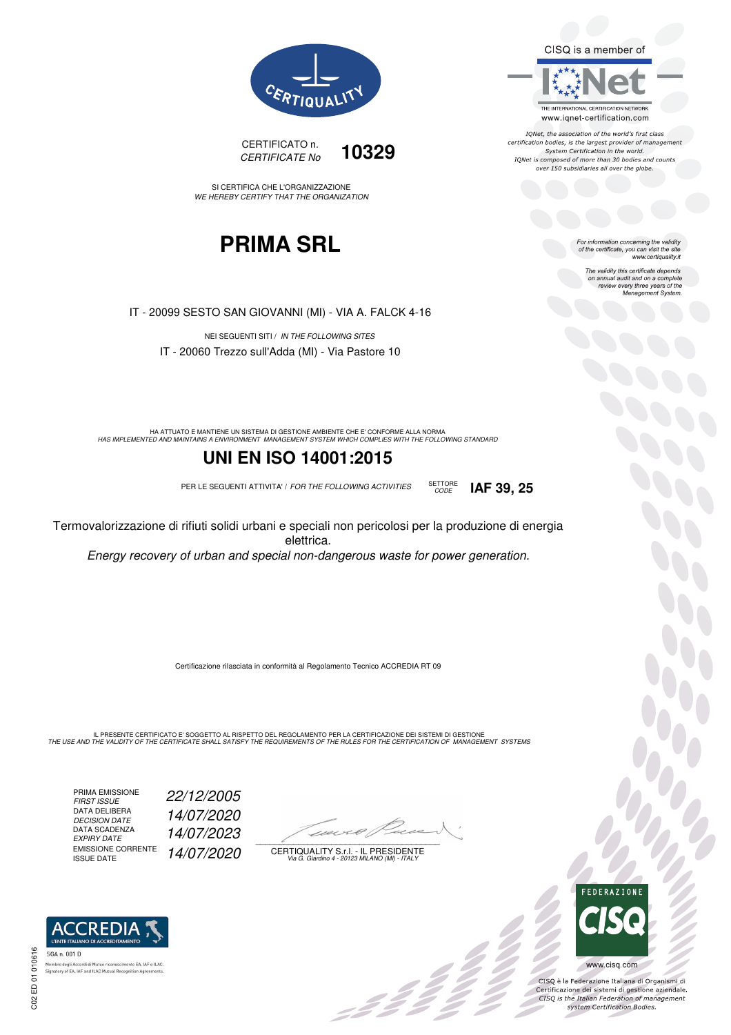CERTIQUALITY

CERTIFICATO n.
*CERTIFICATE No* **10329**

SI CERTIFICA CHE L'ORGANIZZAZIONE
*WE HEREBY CERTIFY THAT THE ORGANIZATION*

# PRIMA SRL

IT - 20099 SESTO SAN GIOVANNI (MI) - VIA A. FALCK 4-16

NEI SEGUENTI SITI / *IN THE FOLLOWING SITES*

IT - 20060 Trezzo sull'Adda (MI) - Via Pastore 10

HA ATTUATO E MANTIENE UN SISTEMA DI GESTIONE AMBIENTE CHE E' CONFORME ALLA NORMA
*HAS IMPLEMENTED AND MAINTAINS A ENVIRONMENT MANAGEMENT SYSTEM WHICH COMPLIES WITH THE FOLLOWING STANDARD*

## UNI EN ISO 14001:2015

PER LE SEGUENTI ATTIVITA' / *FOR THE FOLLOWING ACTIVITIES* SETTORE *CODE* **IAF 39, 25**

Termovalorizzazione di rifiuti solidi urbani e speciali non pericolosi per la produzione di energia elettrica.

*Energy recovery of urban and special non-dangerous waste for power generation.*

Certificazione rilasciata in conformità al Regolamento Tecnico ACCREDIA RT 09

IL PRESENTE CERTIFICATO E' SOGGETTO AL RISPETTO DEL REGOLAMENTO PER LA CERTIFICAZIONE DEI SISTEMI DI GESTIONE
*THE USE AND THE VALIDITY OF THE CERTIFICATE SHALL SATISFY THE REQUIREMENTS OF THE RULES FOR THE CERTIFICATION OF MANAGEMENT SYSTEMS*

| | |
|---|---|
| PRIMA EMISSIONE *FIRST ISSUE* | *22/12/2005* |
| DATA DELIBERA *DECISION DATE* | *14/07/2020* |
| DATA SCADENZA *EXPIRY DATE* | *14/07/2023* |
| EMISSIONE CORRENTE ISSUE DATE | *14/07/2020* |

CERTIQUALITY S.r.l. - IL PRESIDENTE
*Via G. Giardino 4 - 20123 MILANO (MI) - ITALY*

CISQ is a member of IQNet
THE INTERNATIONAL CERTIFICATION NETWORK
www.iqnet-certification.com

*IQNet, the association of the world's first class certification bodies, is the largest provider of management System Certification in the world. IQNet is composed of more than 30 bodies and counts over 150 subsidiaries all over the globe.*

*For information concerning the validity of the certificate, you can visit the site www.certiquality.it*

*The validity this certificate depends on annual audit and on a complete review every three years of the Management System.*

ACCREDIA
L'ENTE ITALIANO DI ACCREDITAMENTO
SGA n. 001 D
Membro degli Accordi di Mutuo riconoscimento EA, IAF e ILAC.
Signatory of EA, IAF and ILAC Mutual Recognition Agreements.

FEDERAZIONE CISQ
www.cisq.com

CISQ è la Federazione Italiana di Organismi di Certificazione dei sistemi di gestione aziendale.
*CISQ is the Italian Federation of management system Certification Bodies.*

C02 ED 01 010616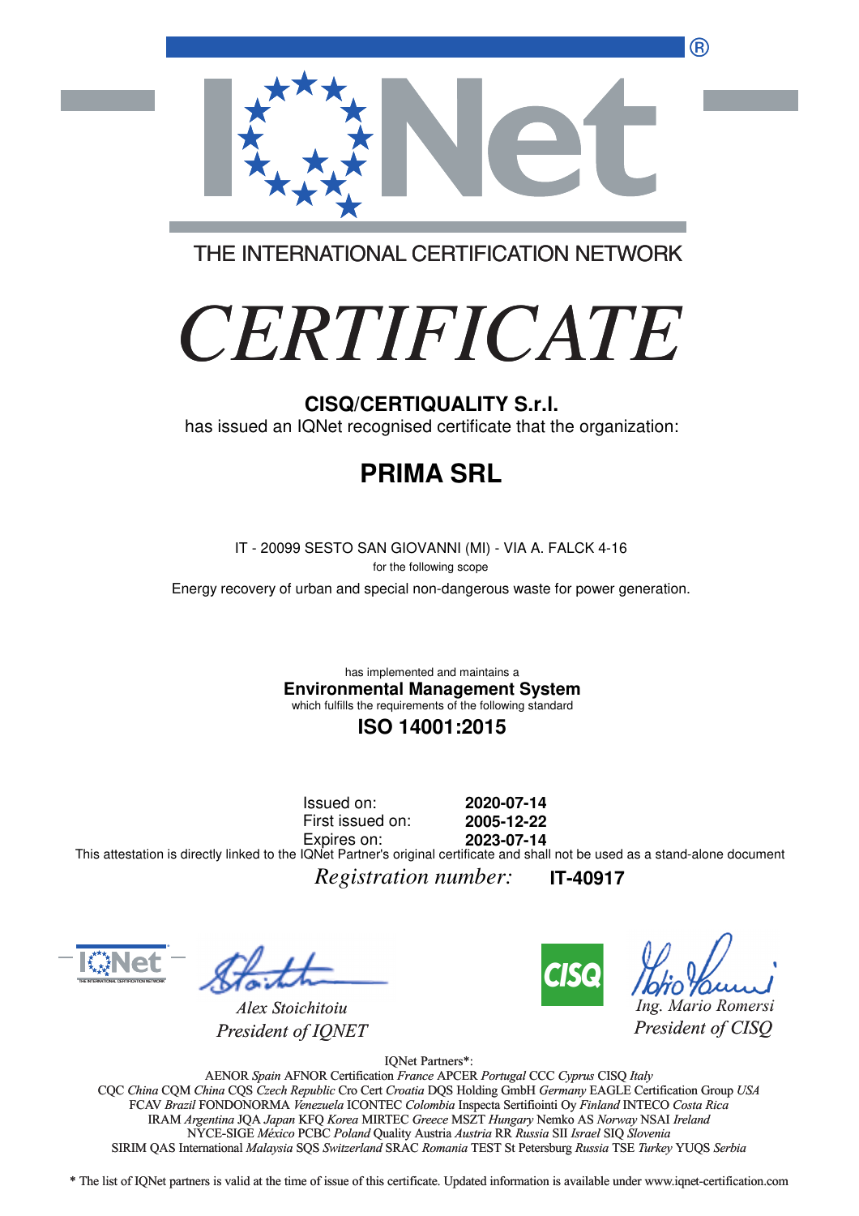THE INTERNATIONAL CERTIFICATION NETWORK

# *CERTIFICATE*

## CISQ/CERTIQUALITY S.r.l.

has issued an IQNet recognised certificate that the organization:

## PRIMA SRL

IT - 20099 SESTO SAN GIOVANNI (MI) - VIA A. FALCK 4-16

for the following scope

Energy recovery of urban and special non-dangerous waste for power generation.

has implemented and maintains a

**Environmental Management System**

which fulfills the requirements of the following standard

## ISO 14001:2015

| | |
|---|---|
| Issued on: | **2020-07-14** |
| First issued on: | **2005-12-22** |
| Expires on: | **2023-07-14** |

This attestation is directly linked to the IQNet Partner's original certificate and shall not be used as a stand-alone document

*Registration number:* **IT-40917**

*Alex Stoichitoiu*
*President of IQNET*

*Ing. Mario Romersi*
*President of CISQ*

IQNet Partners*:

AENOR *Spain* AFNOR Certification *France* APCER *Portugal* CCC *Cyprus* CISQ *Italy*
CQC *China* CQM *China* CQS *Czech Republic* Cro Cert *Croatia* DQS Holding GmbH *Germany* EAGLE Certification Group *USA*
FCAV *Brazil* FONDONORMA *Venezuela* ICONTEC *Colombia* Inspecta Sertifiointi Oy *Finland* INTECO *Costa Rica*
IRAM *Argentina* JQA *Japan* KFQ *Korea* MIRTEC *Greece* MSZT *Hungary* Nemko AS *Norway* NSAI *Ireland*
NYCE-SIGE *México* PCBC *Poland* Quality Austria *Austria* RR *Russia* SII *Israel* SIQ *Slovenia*
SIRIM QAS International *Malaysia* SQS *Switzerland* SRAC *Romania* TEST St Petersburg *Russia* TSE *Turkey* YUQS *Serbia*

\* The list of IQNet partners is valid at the time of issue of this certificate. Updated information is available under www.iqnet-certification.com